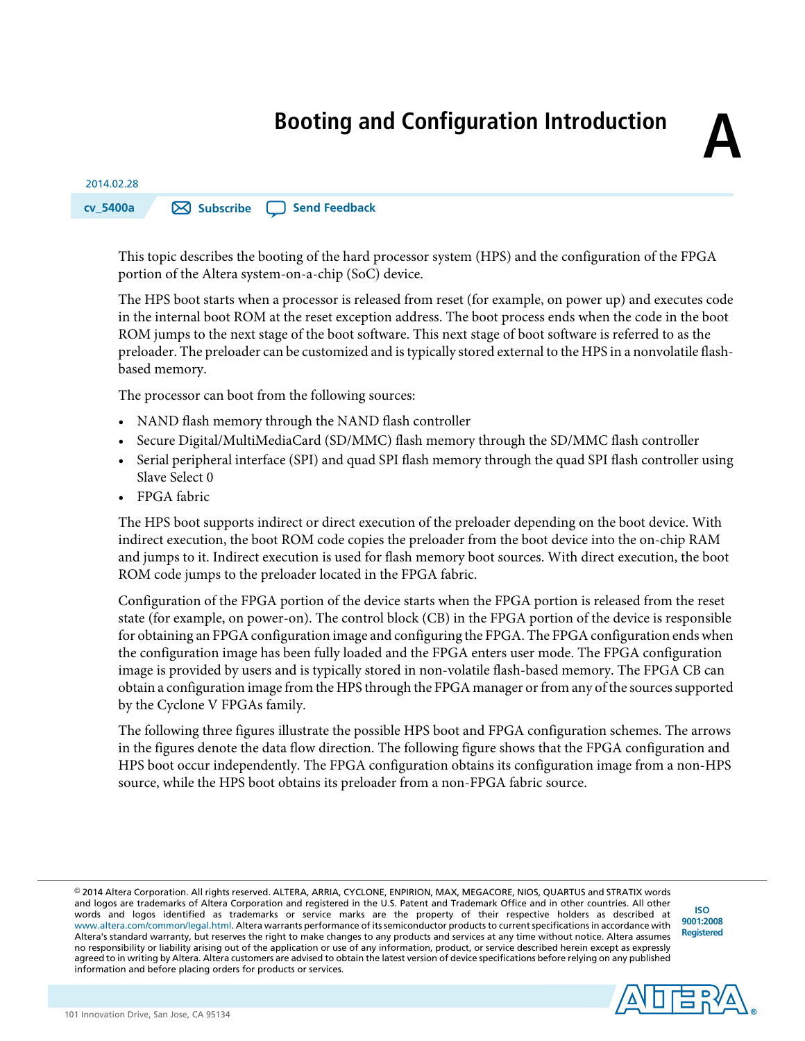# Booting and Configuration Introduction

**A**

2014.02.28

cv_5400a

Subscribe   Send Feedback

This topic describes the booting of the hard processor system (HPS) and the configuration of the FPGA portion of the Altera system-on-a-chip (SoC) device.

The HPS boot starts when a processor is released from reset (for example, on power up) and executes code in the internal boot ROM at the reset exception address. The boot process ends when the code in the boot ROM jumps to the next stage of the boot software. This next stage of boot software is referred to as the preloader. The preloader can be customized and is typically stored external to the HPS in a nonvolatile flash-based memory.

The processor can boot from the following sources:

- NAND flash memory through the NAND flash controller
- Secure Digital/MultiMediaCard (SD/MMC) flash memory through the SD/MMC flash controller
- Serial peripheral interface (SPI) and quad SPI flash memory through the quad SPI flash controller using Slave Select 0
- FPGA fabric

The HPS boot supports indirect or direct execution of the preloader depending on the boot device. With indirect execution, the boot ROM code copies the preloader from the boot device into the on-chip RAM and jumps to it. Indirect execution is used for flash memory boot sources. With direct execution, the boot ROM code jumps to the preloader located in the FPGA fabric.

Configuration of the FPGA portion of the device starts when the FPGA portion is released from the reset state (for example, on power-on). The control block (CB) in the FPGA portion of the device is responsible for obtaining an FPGA configuration image and configuring the FPGA. The FPGA configuration ends when the configuration image has been fully loaded and the FPGA enters user mode. The FPGA configuration image is provided by users and is typically stored in non-volatile flash-based memory. The FPGA CB can obtain a configuration image from the HPS through the FPGA manager or from any of the sources supported by the Cyclone V FPGAs family.

The following three figures illustrate the possible HPS boot and FPGA configuration schemes. The arrows in the figures denote the data flow direction. The following figure shows that the FPGA configuration and HPS boot occur independently. The FPGA configuration obtains its configuration image from a non-HPS source, while the HPS boot obtains its preloader from a non-FPGA fabric source.

© 2014 Altera Corporation. All rights reserved. ALTERA, ARRIA, CYCLONE, ENPIRION, MAX, MEGACORE, NIOS, QUARTUS and STRATIX words and logos are trademarks of Altera Corporation and registered in the U.S. Patent and Trademark Office and in other countries. All other words and logos identified as trademarks or service marks are the property of their respective holders as described at www.altera.com/common/legal.html. Altera warrants performance of its semiconductor products to current specifications in accordance with Altera's standard warranty, but reserves the right to make changes to any products and services at any time without notice. Altera assumes no responsibility or liability arising out of the application or use of any information, product, or service described herein except as expressly agreed to in writing by Altera. Altera customers are advised to obtain the latest version of device specifications before relying on any published information and before placing orders for products or services.

ISO 9001:2008 Registered

101 Innovation Drive, San Jose, CA 95134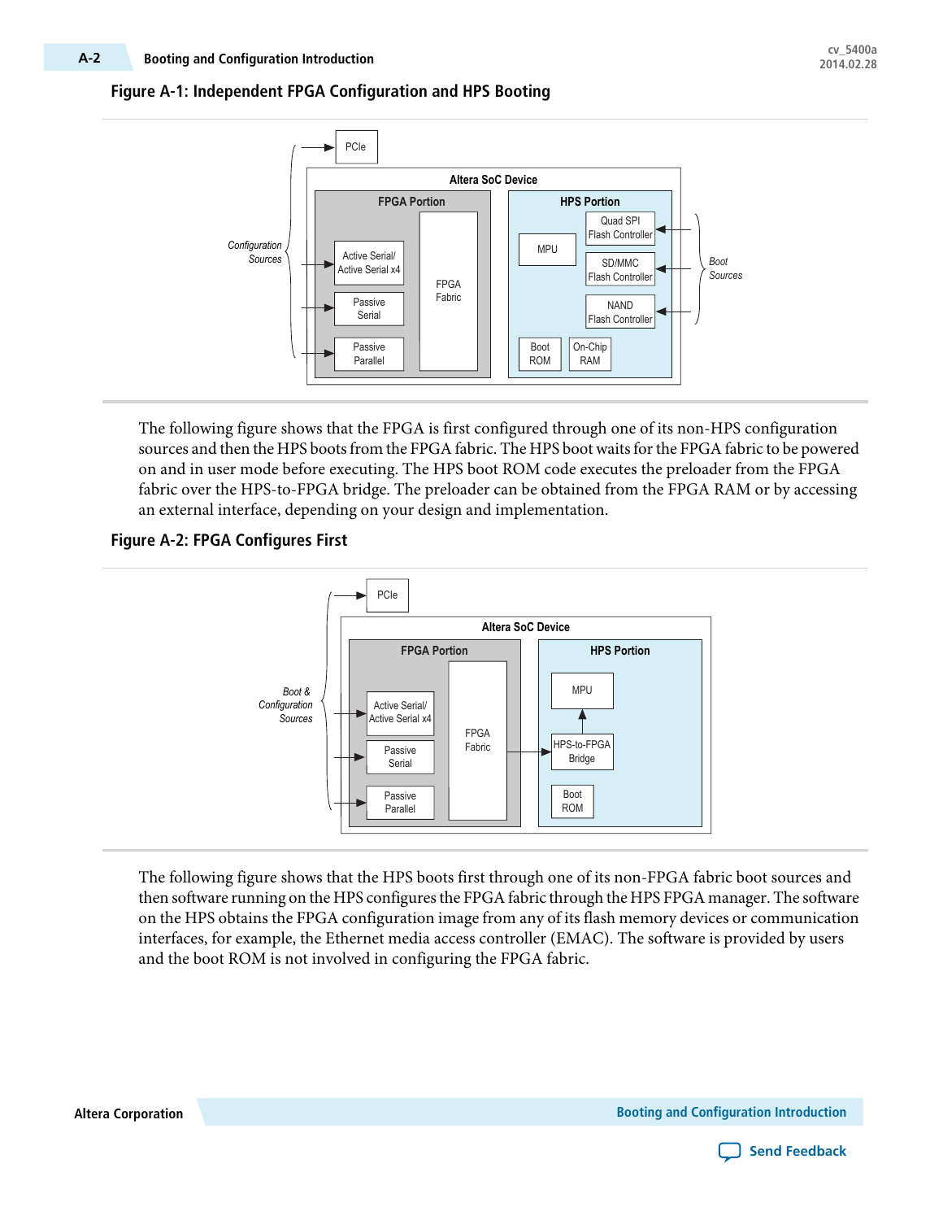**Figure A-1: Independent FPGA Configuration and HPS Booting**

The following figure shows that the FPGA is first configured through one of its non-HPS configuration sources and then the HPS boots from the FPGA fabric. The HPS boot waits for the FPGA fabric to be powered on and in user mode before executing. The HPS boot ROM code executes the preloader from the FPGA fabric over the HPS-to-FPGA bridge. The preloader can be obtained from the FPGA RAM or by accessing an external interface, depending on your design and implementation.

**Figure A-2: FPGA Configures First**

The following figure shows that the HPS boots first through one of its non-FPGA fabric boot sources and then software running on the HPS configures the FPGA fabric through the HPS FPGA manager. The software on the HPS obtains the FPGA configuration image from any of its flash memory devices or communication interfaces, for example, the Ethernet media access controller (EMAC). The software is provided by users and the boot ROM is not involved in configuring the FPGA fabric.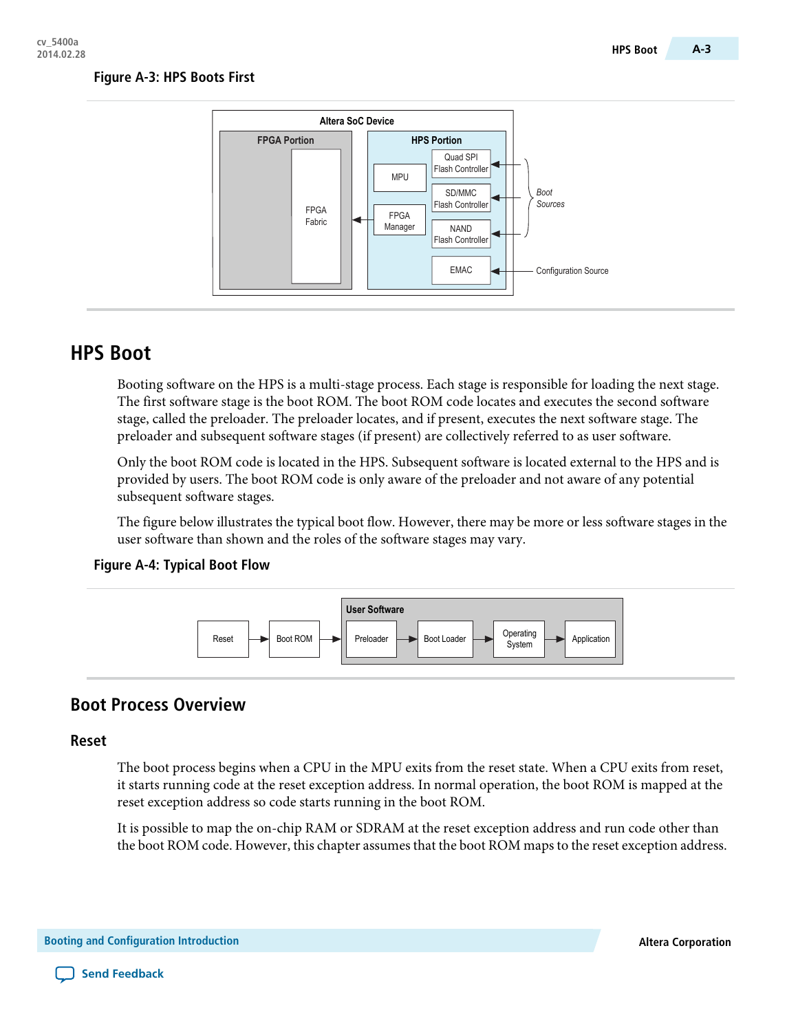**Figure A-3: HPS Boots First**

**Figure A-4: Typical Boot Flow** appears below.

# HPS Boot

Booting software on the HPS is a multi-stage process. Each stage is responsible for loading the next stage. The first software stage is the boot ROM. The boot ROM code locates and executes the second software stage, called the preloader. The preloader locates, and if present, executes the next software stage. The preloader and subsequent software stages (if present) are collectively referred to as user software.

Only the boot ROM code is located in the HPS. Subsequent software is located external to the HPS and is provided by users. The boot ROM code is only aware of the preloader and not aware of any potential subsequent software stages.

The figure below illustrates the typical boot flow. However, there may be more or less software stages in the user software than shown and the roles of the software stages may vary.

**Figure A-4: Typical Boot Flow**

## Boot Process Overview

### Reset

The boot process begins when a CPU in the MPU exits from the reset state. When a CPU exits from reset, it starts running code at the reset exception address. In normal operation, the boot ROM is mapped at the reset exception address so code starts running in the boot ROM.

It is possible to map the on-chip RAM or SDRAM at the reset exception address and run code other than the boot ROM code. However, this chapter assumes that the boot ROM maps to the reset exception address.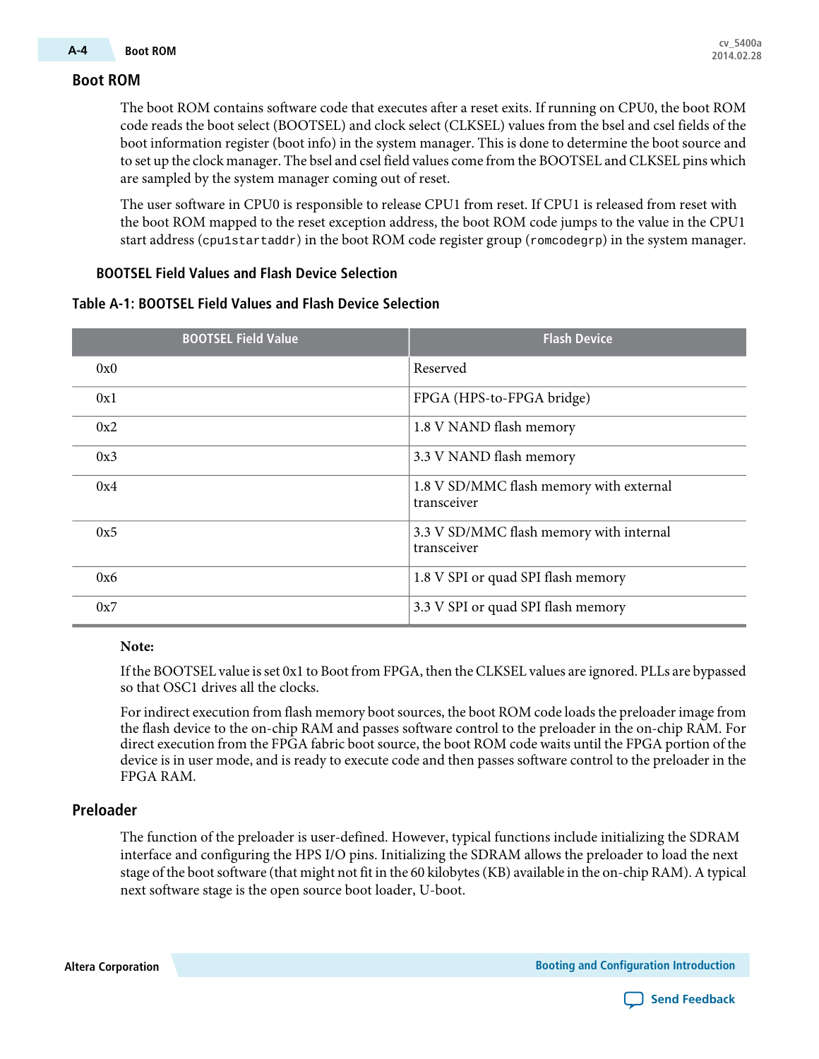## Boot ROM

The boot ROM contains software code that executes after a reset exits. If running on CPU0, the boot ROM code reads the boot select (BOOTSEL) and clock select (CLKSEL) values from the bsel and csel fields of the boot information register (boot info) in the system manager. This is done to determine the boot source and to set up the clock manager. The bsel and csel field values come from the BOOTSEL and CLKSEL pins which are sampled by the system manager coming out of reset.

The user software in CPU0 is responsible to release CPU1 from reset. If CPU1 is released from reset with the boot ROM mapped to the reset exception address, the boot ROM code jumps to the value in the CPU1 start address (`cpu1startaddr`) in the boot ROM code register group (`romcodegrp`) in the system manager.

### BOOTSEL Field Values and Flash Device Selection

**Table A-1: BOOTSEL Field Values and Flash Device Selection**

| BOOTSEL Field Value | Flash Device |
|---|---|
| 0x0 | Reserved |
| 0x1 | FPGA (HPS-to-FPGA bridge) |
| 0x2 | 1.8 V NAND flash memory |
| 0x3 | 3.3 V NAND flash memory |
| 0x4 | 1.8 V SD/MMC flash memory with external transceiver |
| 0x5 | 3.3 V SD/MMC flash memory with internal transceiver |
| 0x6 | 1.8 V SPI or quad SPI flash memory |
| 0x7 | 3.3 V SPI or quad SPI flash memory |

**Note:**

If the BOOTSEL value is set 0x1 to Boot from FPGA, then the CLKSEL values are ignored. PLLs are bypassed so that OSC1 drives all the clocks.

For indirect execution from flash memory boot sources, the boot ROM code loads the preloader image from the flash device to the on-chip RAM and passes software control to the preloader in the on-chip RAM. For direct execution from the FPGA fabric boot source, the boot ROM code waits until the FPGA portion of the device is in user mode, and is ready to execute code and then passes software control to the preloader in the FPGA RAM.

## Preloader

The function of the preloader is user-defined. However, typical functions include initializing the SDRAM interface and configuring the HPS I/O pins. Initializing the SDRAM allows the preloader to load the next stage of the boot software (that might not fit in the 60 kilobytes (KB) available in the on-chip RAM). A typical next software stage is the open source boot loader, U-boot.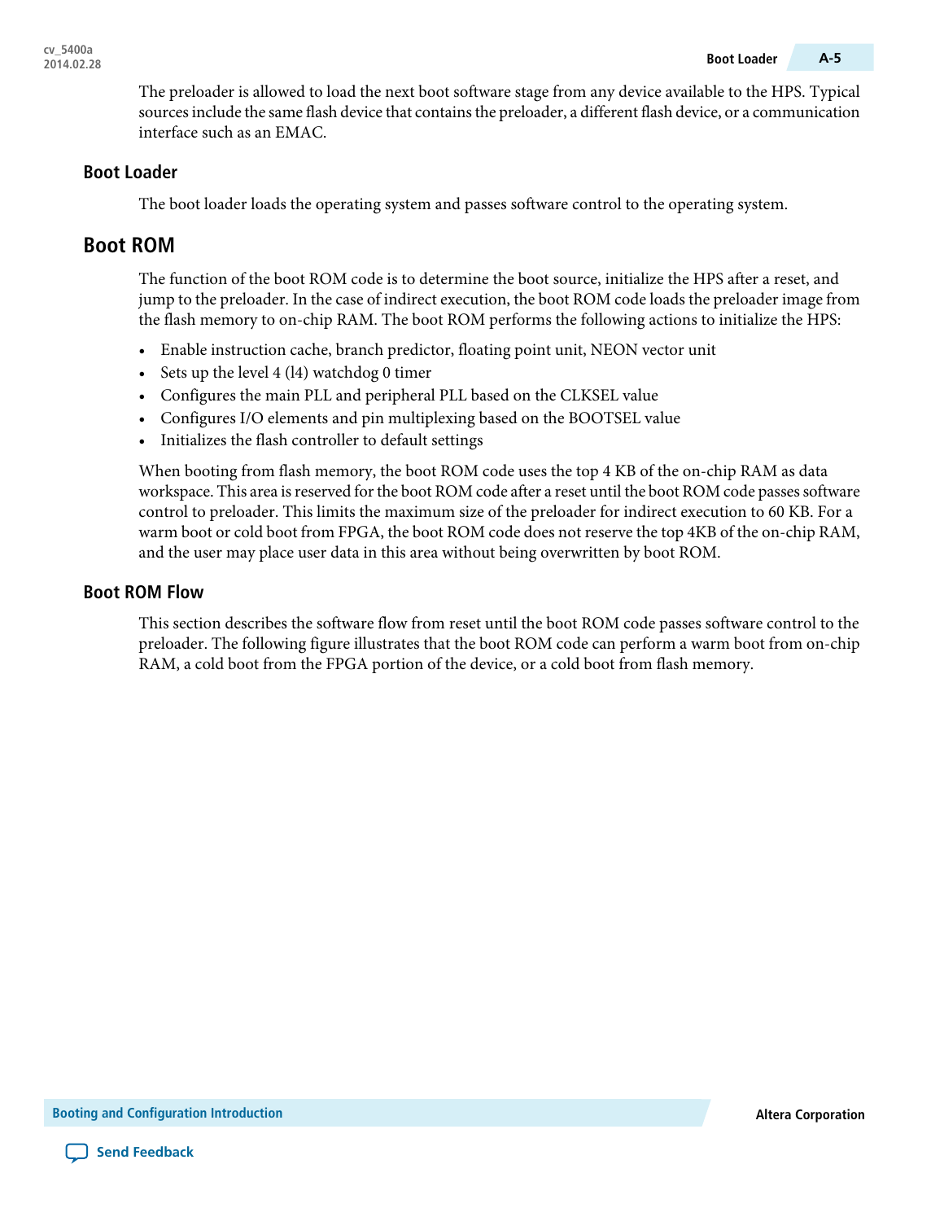The preloader is allowed to load the next boot software stage from any device available to the HPS. Typical sources include the same flash device that contains the preloader, a different flash device, or a communication interface such as an EMAC.

### Boot Loader

The boot loader loads the operating system and passes software control to the operating system.

## Boot ROM

The function of the boot ROM code is to determine the boot source, initialize the HPS after a reset, and jump to the preloader. In the case of indirect execution, the boot ROM code loads the preloader image from the flash memory to on-chip RAM. The boot ROM performs the following actions to initialize the HPS:

- Enable instruction cache, branch predictor, floating point unit, NEON vector unit
- Sets up the level 4 (l4) watchdog 0 timer
- Configures the main PLL and peripheral PLL based on the CLKSEL value
- Configures I/O elements and pin multiplexing based on the BOOTSEL value
- Initializes the flash controller to default settings

When booting from flash memory, the boot ROM code uses the top 4 KB of the on-chip RAM as data workspace. This area is reserved for the boot ROM code after a reset until the boot ROM code passes software control to preloader. This limits the maximum size of the preloader for indirect execution to 60 KB. For a warm boot or cold boot from FPGA, the boot ROM code does not reserve the top 4KB of the on-chip RAM, and the user may place user data in this area without being overwritten by boot ROM.

### Boot ROM Flow

This section describes the software flow from reset until the boot ROM code passes software control to the preloader. The following figure illustrates that the boot ROM code can perform a warm boot from on-chip RAM, a cold boot from the FPGA portion of the device, or a cold boot from flash memory.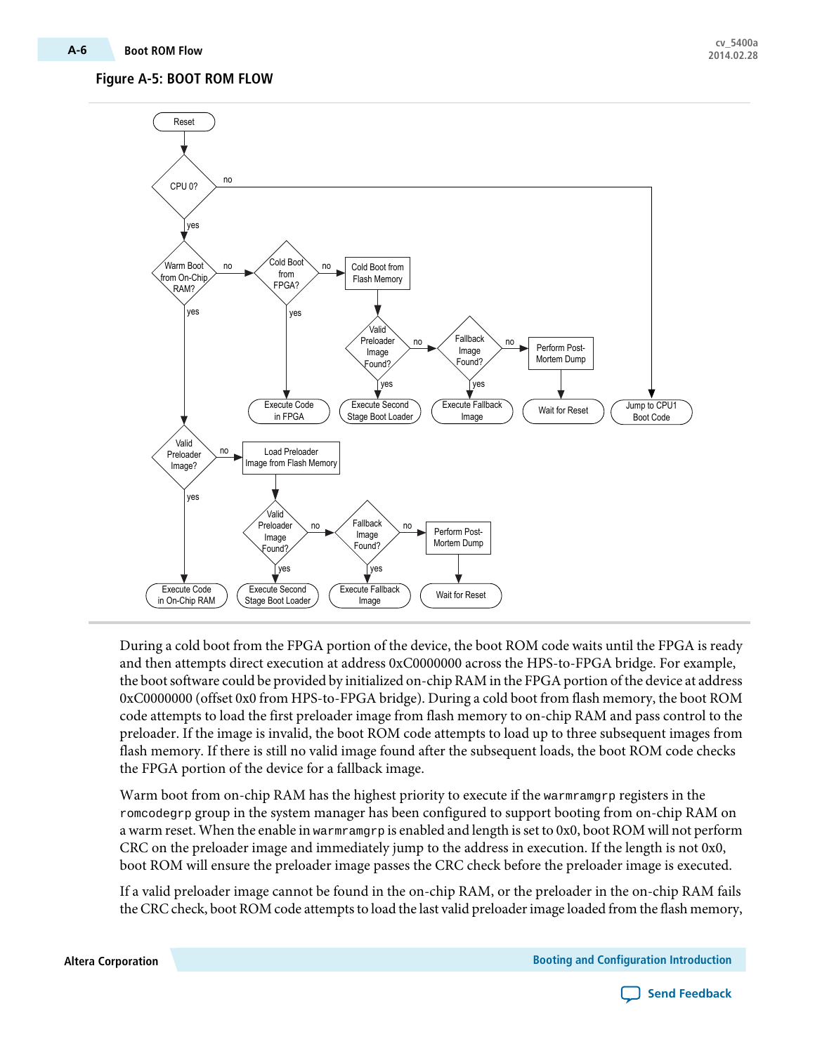**Figure A-5: BOOT ROM FLOW**

During a cold boot from the FPGA portion of the device, the boot ROM code waits until the FPGA is ready and then attempts direct execution at address 0xC0000000 across the HPS-to-FPGA bridge. For example, the boot software could be provided by initialized on-chip RAM in the FPGA portion of the device at address 0xC0000000 (offset 0x0 from HPS-to-FPGA bridge). During a cold boot from flash memory, the boot ROM code attempts to load the first preloader image from flash memory to on-chip RAM and pass control to the preloader. If the image is invalid, the boot ROM code attempts to load up to three subsequent images from flash memory. If there is still no valid image found after the subsequent loads, the boot ROM code checks the FPGA portion of the device for a fallback image.

Warm boot from on-chip RAM has the highest priority to execute if the `warmramgrp` registers in the `romcodegrp` group in the system manager has been configured to support booting from on-chip RAM on a warm reset. When the enable in `warmramgrp` is enabled and length is set to 0x0, boot ROM will not perform CRC on the preloader image and immediately jump to the address in execution. If the length is not 0x0, boot ROM will ensure the preloader image passes the CRC check before the preloader image is executed.

If a valid preloader image cannot be found in the on-chip RAM, or the preloader in the on-chip RAM fails the CRC check, boot ROM code attempts to load the last valid preloader image loaded from the flash memory,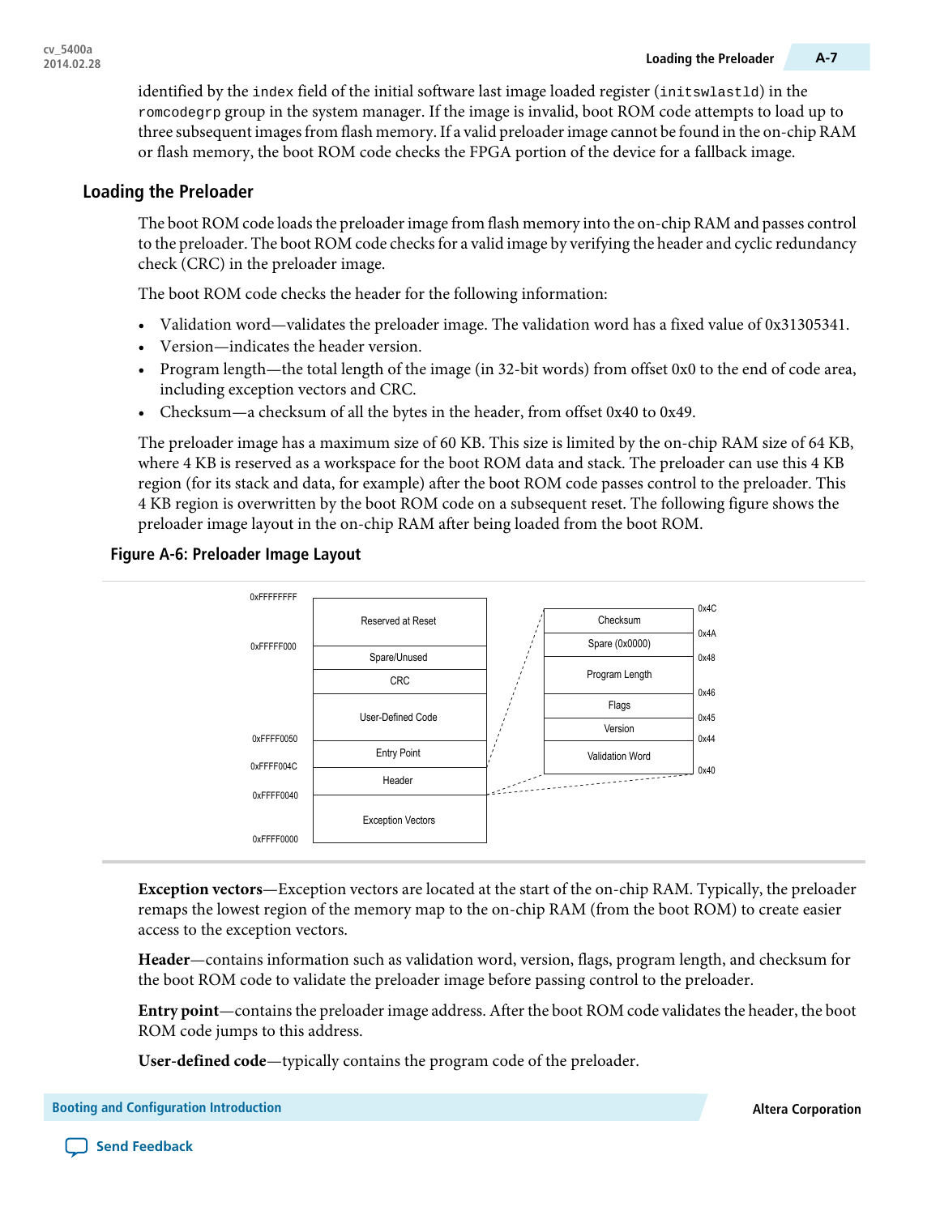identified by the `index` field of the initial software last image loaded register (`initswlastld`) in the `romcodegrp` group in the system manager. If the image is invalid, boot ROM code attempts to load up to three subsequent images from flash memory. If a valid preloader image cannot be found in the on-chip RAM or flash memory, the boot ROM code checks the FPGA portion of the device for a fallback image.

## Loading the Preloader

The boot ROM code loads the preloader image from flash memory into the on-chip RAM and passes control to the preloader. The boot ROM code checks for a valid image by verifying the header and cyclic redundancy check (CRC) in the preloader image.

The boot ROM code checks the header for the following information:

- Validation word—validates the preloader image. The validation word has a fixed value of 0x31305341.
- Version—indicates the header version.
- Program length—the total length of the image (in 32-bit words) from offset 0x0 to the end of code area, including exception vectors and CRC.
- Checksum—a checksum of all the bytes in the header, from offset 0x40 to 0x49.

The preloader image has a maximum size of 60 KB. This size is limited by the on-chip RAM size of 64 KB, where 4 KB is reserved as a workspace for the boot ROM data and stack. The preloader can use this 4 KB region (for its stack and data, for example) after the boot ROM code passes control to the preloader. This 4 KB region is overwritten by the boot ROM code on a subsequent reset. The following figure shows the preloader image layout in the on-chip RAM after being loaded from the boot ROM.

**Figure A-6: Preloader Image Layout**

| Address | Region |
|---|---|
| 0xFFFFFFFF | |
| | Reserved at Reset |
| 0xFFFFF000 | |
| | Spare/Unused |
| | CRC |
| | User-Defined Code |
| 0xFFFF0050 | |
| | Entry Point |
| 0xFFFF004C | |
| | Header |
| 0xFFFF0040 | |
| | Exception Vectors |
| 0xFFFF0000 | |

Header detail:

| Offset | Field |
|---|---|
| 0x4C | |
| | Checksum |
| 0x4A | |
| | Spare (0x0000) |
| 0x48 | |
| | Program Length |
| 0x46 | |
| | Flags |
| 0x45 | |
| | Version |
| 0x44 | |
| | Validation Word |
| 0x40 | |

**Exception vectors**—Exception vectors are located at the start of the on-chip RAM. Typically, the preloader remaps the lowest region of the memory map to the on-chip RAM (from the boot ROM) to create easier access to the exception vectors.

**Header**—contains information such as validation word, version, flags, program length, and checksum for the boot ROM code to validate the preloader image before passing control to the preloader.

**Entry point**—contains the preloader image address. After the boot ROM code validates the header, the boot ROM code jumps to this address.

**User-defined code**—typically contains the program code of the preloader.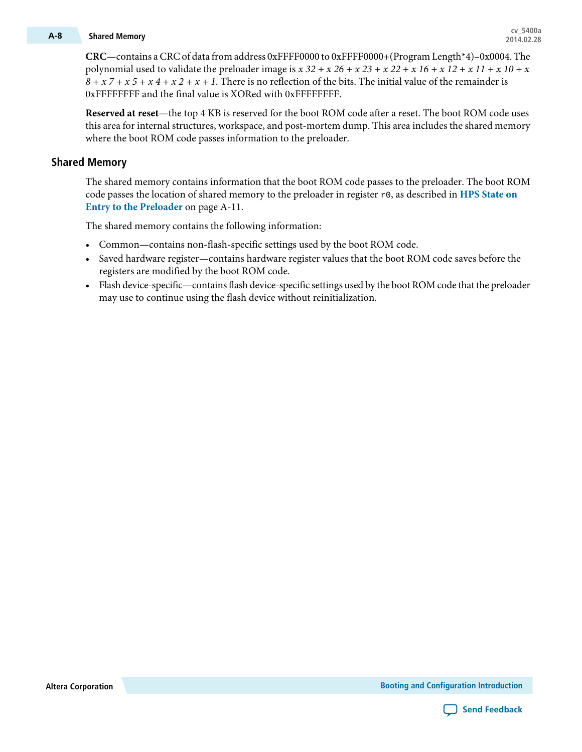**CRC**—contains a CRC of data from address 0xFFFF0000 to 0xFFFF0000+(Program Length*4)–0x0004. The polynomial used to validate the preloader image is $x^{32} + x^{26} + x^{23} + x^{22} + x^{16} + x^{12} + x^{11} + x^{10} + x^{8} + x^{7} + x^{5} + x^{4} + x^{2} + x + 1$. There is no reflection of the bits. The initial value of the remainder is 0xFFFFFFFF and the final value is XORed with 0xFFFFFFFF.

**Reserved at reset**—the top 4 KB is reserved for the boot ROM code after a reset. The boot ROM code uses this area for internal structures, workspace, and post-mortem dump. This area includes the shared memory where the boot ROM code passes information to the preloader.

## Shared Memory

The shared memory contains information that the boot ROM code passes to the preloader. The boot ROM code passes the location of shared memory to the preloader in register `r0`, as described in **HPS State on Entry to the Preloader** on page A-11.

The shared memory contains the following information:

- Common—contains non-flash-specific settings used by the boot ROM code.
- Saved hardware register—contains hardware register values that the boot ROM code saves before the registers are modified by the boot ROM code.
- Flash device-specific—contains flash device-specific settings used by the boot ROM code that the preloader may use to continue using the flash device without reinitialization.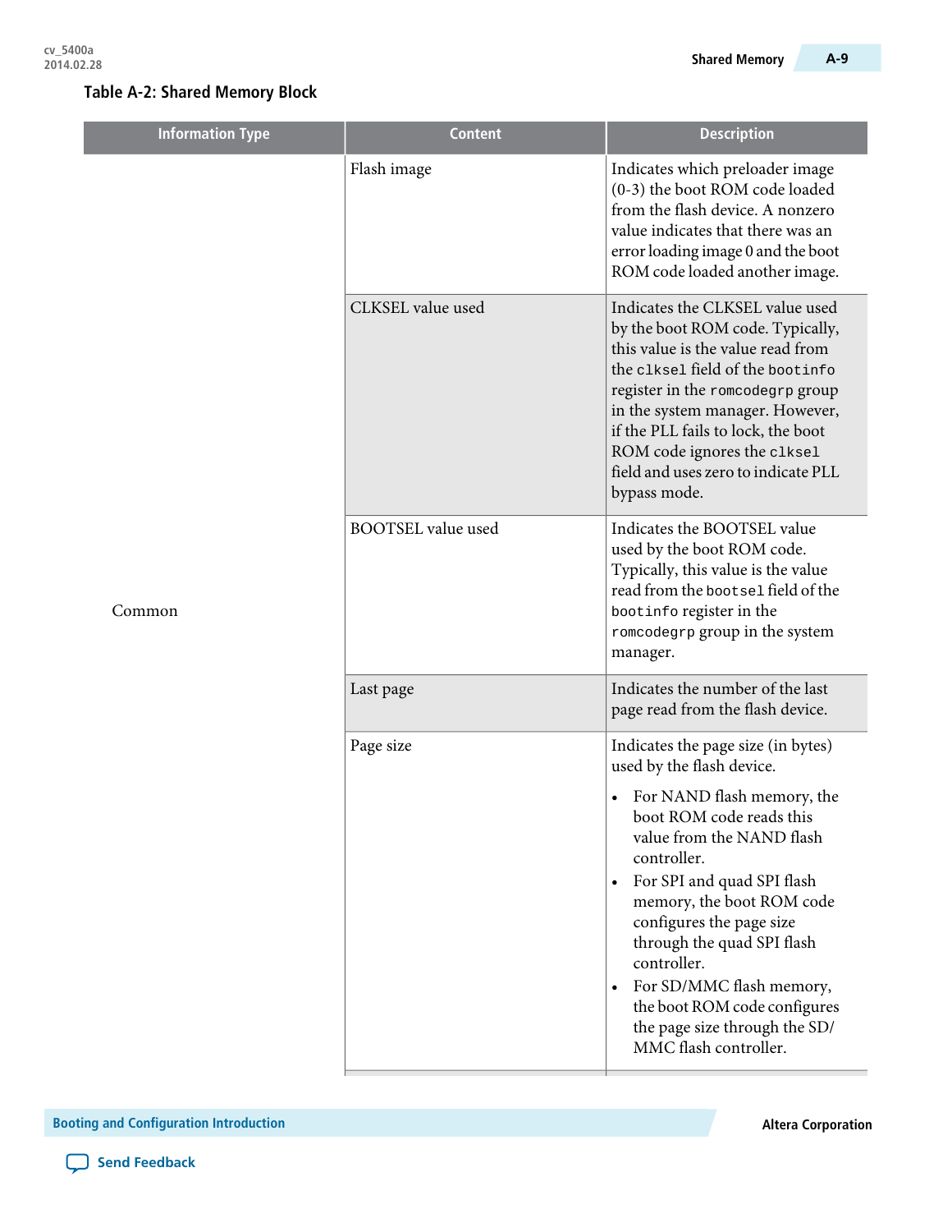**Table A-2: Shared Memory Block**

| Information Type | Content | Description |
|---|---|---|
| Common | Flash image | Indicates which preloader image (0-3) the boot ROM code loaded from the flash device. A nonzero value indicates that there was an error loading image 0 and the boot ROM code loaded another image. |
| | CLKSEL value used | Indicates the CLKSEL value used by the boot ROM code. Typically, this value is the value read from the `clksel` field of the `bootinfo` register in the `romcodegrp` group in the system manager. However, if the PLL fails to lock, the boot ROM code ignores the `clksel` field and uses zero to indicate PLL bypass mode. |
| | BOOTSEL value used | Indicates the BOOTSEL value used by the boot ROM code. Typically, this value is the value read from the `bootsel` field of the `bootinfo` register in the `romcodegrp` group in the system manager. |
| | Last page | Indicates the number of the last page read from the flash device. |
| | Page size | Indicates the page size (in bytes) used by the flash device.<br>• For NAND flash memory, the boot ROM code reads this value from the NAND flash controller.<br>• For SPI and quad SPI flash memory, the boot ROM code configures the page size through the quad SPI flash controller.<br>• For SD/MMC flash memory, the boot ROM code configures the page size through the SD/MMC flash controller. |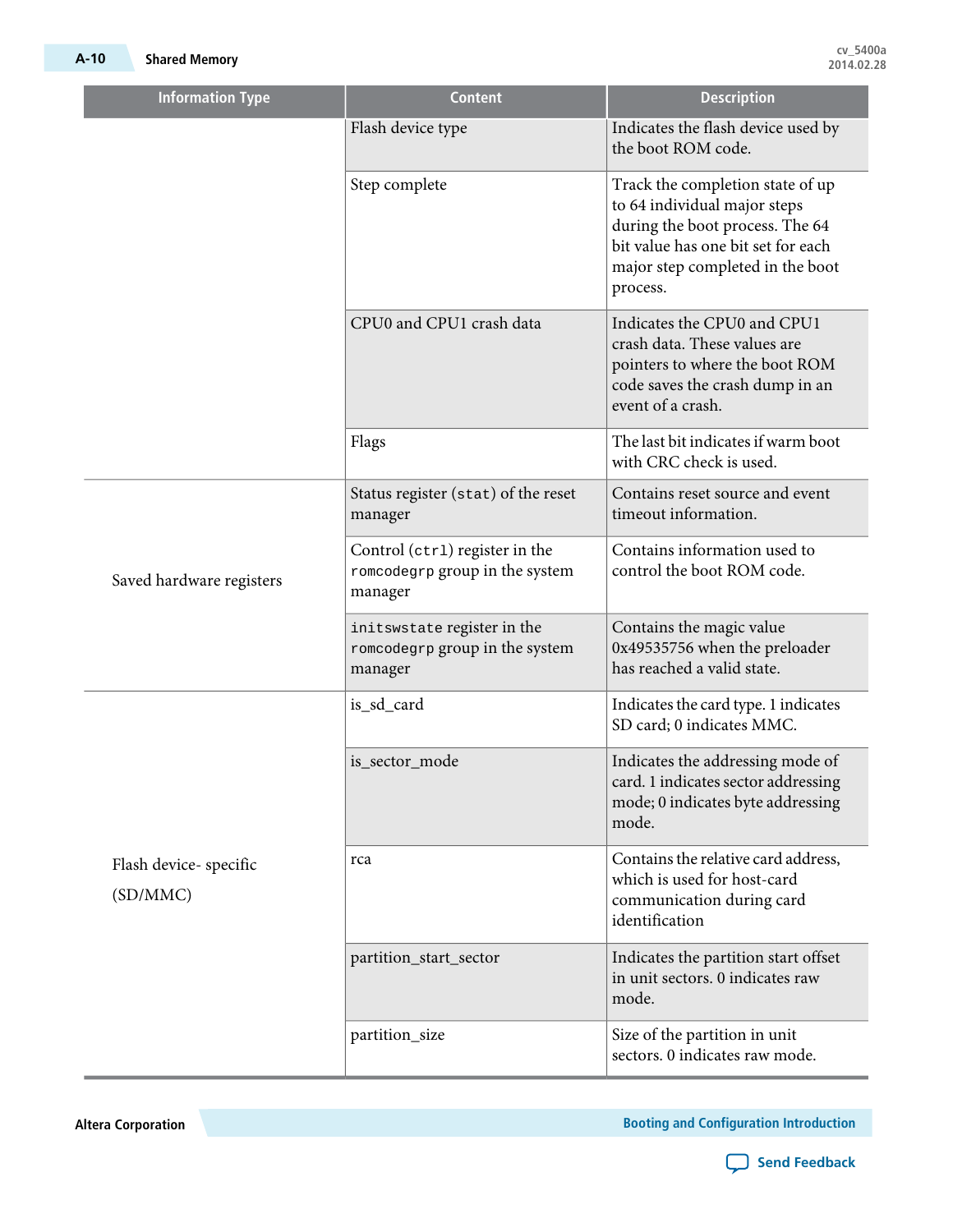| Information Type | Content | Description |
|---|---|---|
| | Flash device type | Indicates the flash device used by the boot ROM code. |
| | Step complete | Track the completion state of up to 64 individual major steps during the boot process. The 64 bit value has one bit set for each major step completed in the boot process. |
| | CPU0 and CPU1 crash data | Indicates the CPU0 and CPU1 crash data. These values are pointers to where the boot ROM code saves the crash dump in an event of a crash. |
| | Flags | The last bit indicates if warm boot with CRC check is used. |
| Saved hardware registers | Status register (`stat`) of the reset manager | Contains reset source and event timeout information. |
| | Control (`ctrl`) register in the `romcodegrp` group in the system manager | Contains information used to control the boot ROM code. |
| | `initswstate` register in the `romcodegrp` group in the system manager | Contains the magic value 0x49535756 when the preloader has reached a valid state. |
| Flash device- specific (SD/MMC) | is_sd_card | Indicates the card type. 1 indicates SD card; 0 indicates MMC. |
| | is_sector_mode | Indicates the addressing mode of card. 1 indicates sector addressing mode; 0 indicates byte addressing mode. |
| | rca | Contains the relative card address, which is used for host-card communication during card identification |
| | partition_start_sector | Indicates the partition start offset in unit sectors. 0 indicates raw mode. |
| | partition_size | Size of the partition in unit sectors. 0 indicates raw mode. |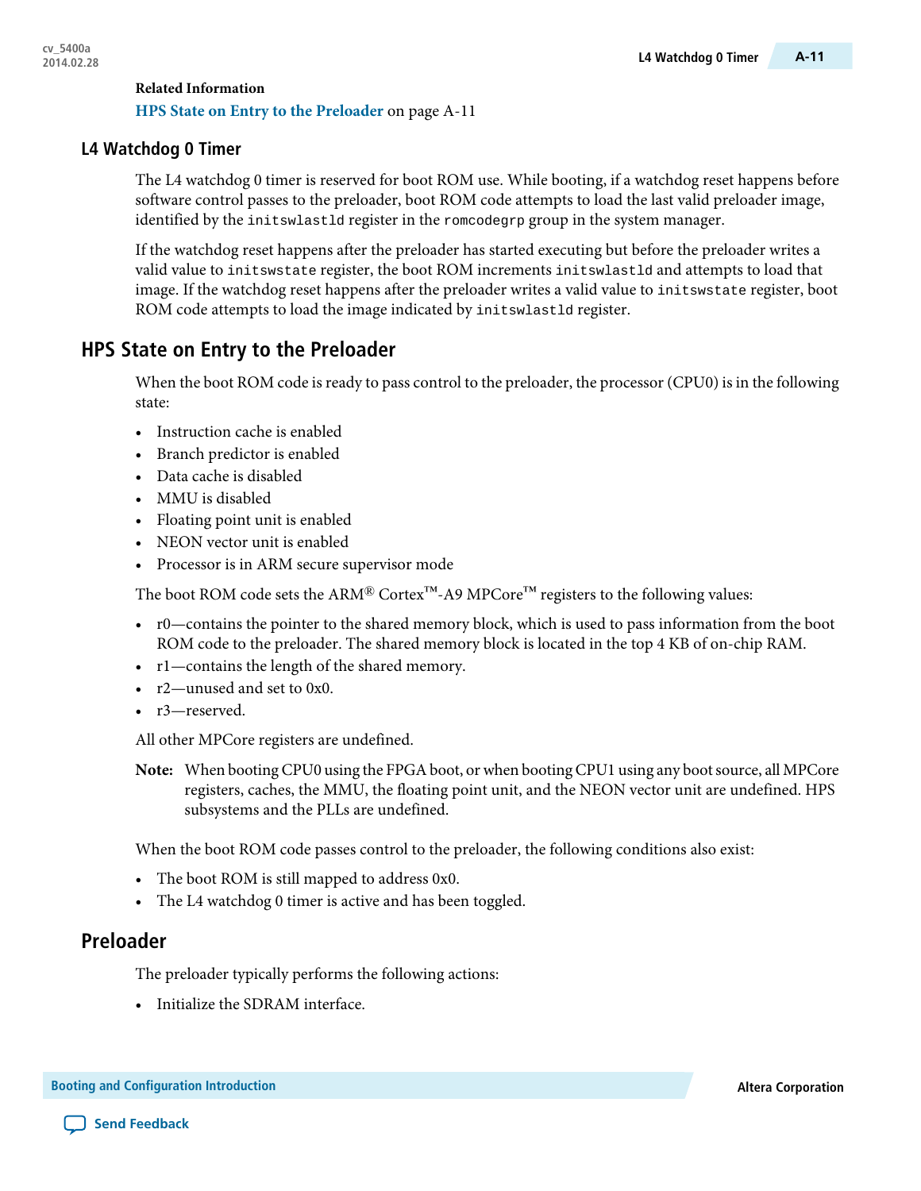**Related Information**

HPS State on Entry to the Preloader on page A-11

## L4 Watchdog 0 Timer

The L4 watchdog 0 timer is reserved for boot ROM use. While booting, if a watchdog reset happens before software control passes to the preloader, boot ROM code attempts to load the last valid preloader image, identified by the `initswlastld` register in the `romcodegrp` group in the system manager.

If the watchdog reset happens after the preloader has started executing but before the preloader writes a valid value to `initswstate` register, the boot ROM increments `initswlastld` and attempts to load that image. If the watchdog reset happens after the preloader writes a valid value to `initswstate` register, boot ROM code attempts to load the image indicated by `initswlastld` register.

## HPS State on Entry to the Preloader

When the boot ROM code is ready to pass control to the preloader, the processor (CPU0) is in the following state:

- Instruction cache is enabled
- Branch predictor is enabled
- Data cache is disabled
- MMU is disabled
- Floating point unit is enabled
- NEON vector unit is enabled
- Processor is in ARM secure supervisor mode

The boot ROM code sets the ARM® Cortex™-A9 MPCore™ registers to the following values:

- r0—contains the pointer to the shared memory block, which is used to pass information from the boot ROM code to the preloader. The shared memory block is located in the top 4 KB of on-chip RAM.
- r1—contains the length of the shared memory.
- r2—unused and set to 0x0.
- r3—reserved.

All other MPCore registers are undefined.

**Note:** When booting CPU0 using the FPGA boot, or when booting CPU1 using any boot source, all MPCore registers, caches, the MMU, the floating point unit, and the NEON vector unit are undefined. HPS subsystems and the PLLs are undefined.

When the boot ROM code passes control to the preloader, the following conditions also exist:

- The boot ROM is still mapped to address 0x0.
- The L4 watchdog 0 timer is active and has been toggled.

## Preloader

The preloader typically performs the following actions:

- Initialize the SDRAM interface.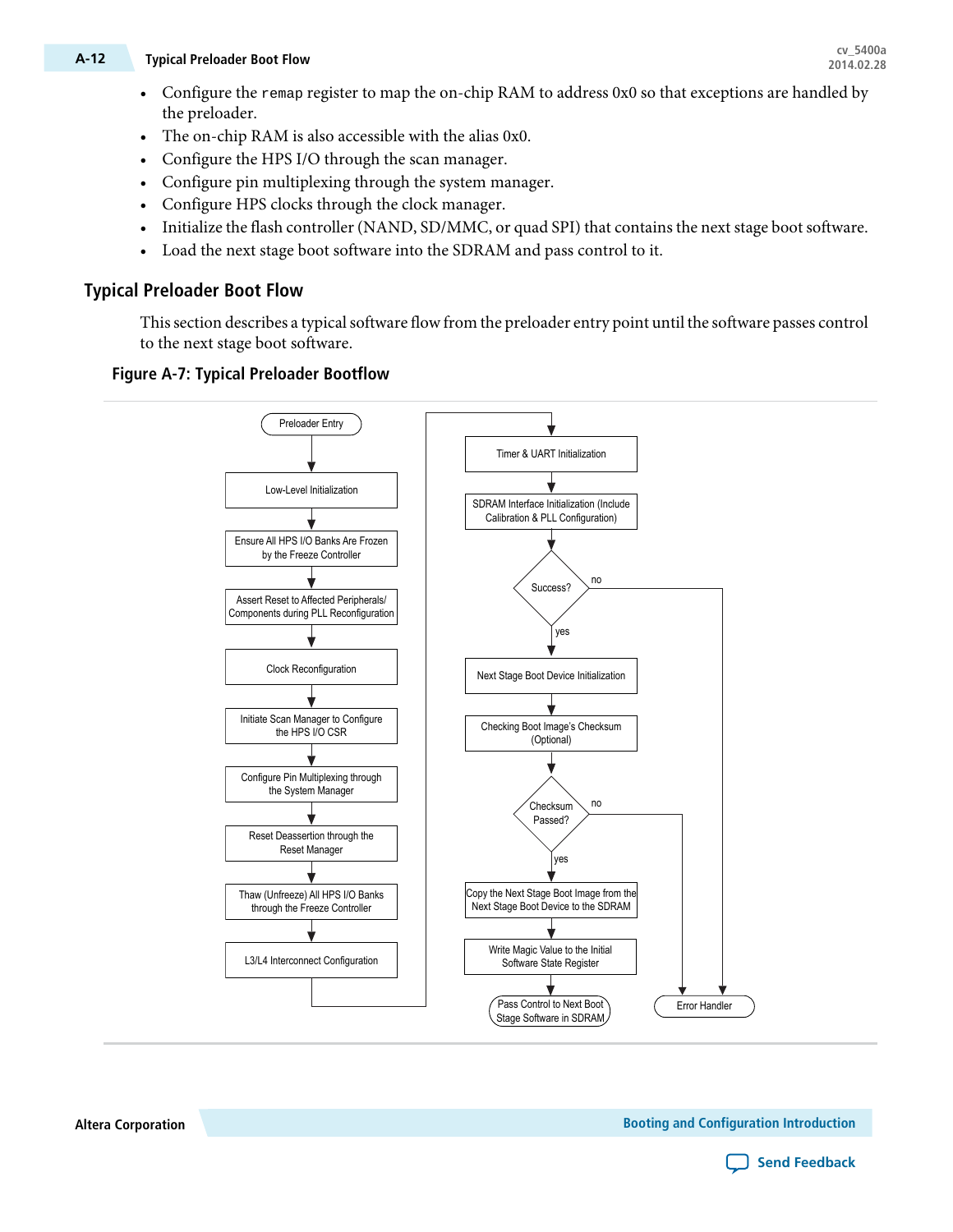- Configure the `remap` register to map the on-chip RAM to address 0x0 so that exceptions are handled by the preloader.
- The on-chip RAM is also accessible with the alias 0x0.
- Configure the HPS I/O through the scan manager.
- Configure pin multiplexing through the system manager.
- Configure HPS clocks through the clock manager.
- Initialize the flash controller (NAND, SD/MMC, or quad SPI) that contains the next stage boot software.
- Load the next stage boot software into the SDRAM and pass control to it.

## Typical Preloader Boot Flow

This section describes a typical software flow from the preloader entry point until the software passes control to the next stage boot software.

**Figure A-7: Typical Preloader Bootflow**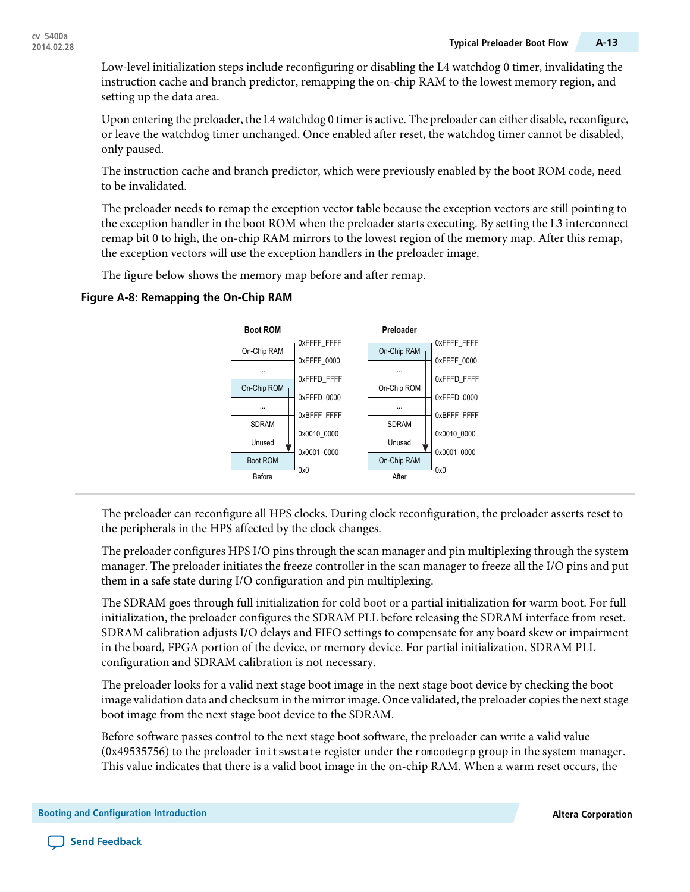Low-level initialization steps include reconfiguring or disabling the L4 watchdog 0 timer, invalidating the instruction cache and branch predictor, remapping the on-chip RAM to the lowest memory region, and setting up the data area.

Upon entering the preloader, the L4 watchdog 0 timer is active. The preloader can either disable, reconfigure, or leave the watchdog timer unchanged. Once enabled after reset, the watchdog timer cannot be disabled, only paused.

The instruction cache and branch predictor, which were previously enabled by the boot ROM code, need to be invalidated.

The preloader needs to remap the exception vector table because the exception vectors are still pointing to the exception handler in the boot ROM when the preloader starts executing. By setting the L3 interconnect remap bit 0 to high, the on-chip RAM mirrors to the lowest region of the memory map. After this remap, the exception vectors will use the exception handlers in the preloader image.

The figure below shows the memory map before and after remap.

**Figure A-8: Remapping the On-Chip RAM**

| Boot ROM (Before) | Address | Preloader (After) | Address |
|---|---|---|---|
| | 0xFFFF_FFFF | | 0xFFFF_FFFF |
| On-Chip RAM | 0xFFFF_0000 | On-Chip RAM | 0xFFFF_0000 |
| ... | 0xFFFD_FFFF | ... | 0xFFFD_FFFF |
| On-Chip ROM | 0xFFFD_0000 | On-Chip ROM | 0xFFFD_0000 |
| ... | 0xBFFF_FFFF | ... | 0xBFFF_FFFF |
| SDRAM | 0x0010_0000 | SDRAM | 0x0010_0000 |
| Unused | 0x0001_0000 | Unused | 0x0001_0000 |
| Boot ROM | 0x0 | On-Chip RAM | 0x0 |

The preloader can reconfigure all HPS clocks. During clock reconfiguration, the preloader asserts reset to the peripherals in the HPS affected by the clock changes.

The preloader configures HPS I/O pins through the scan manager and pin multiplexing through the system manager. The preloader initiates the freeze controller in the scan manager to freeze all the I/O pins and put them in a safe state during I/O configuration and pin multiplexing.

The SDRAM goes through full initialization for cold boot or a partial initialization for warm boot. For full initialization, the preloader configures the SDRAM PLL before releasing the SDRAM interface from reset. SDRAM calibration adjusts I/O delays and FIFO settings to compensate for any board skew or impairment in the board, FPGA portion of the device, or memory device. For partial initialization, SDRAM PLL configuration and SDRAM calibration is not necessary.

The preloader looks for a valid next stage boot image in the next stage boot device by checking the boot image validation data and checksum in the mirror image. Once validated, the preloader copies the next stage boot image from the next stage boot device to the SDRAM.

Before software passes control to the next stage boot software, the preloader can write a valid value (0x49535756) to the preloader `initswstate` register under the `romcodegrp` group in the system manager. This value indicates that there is a valid boot image in the on-chip RAM. When a warm reset occurs, the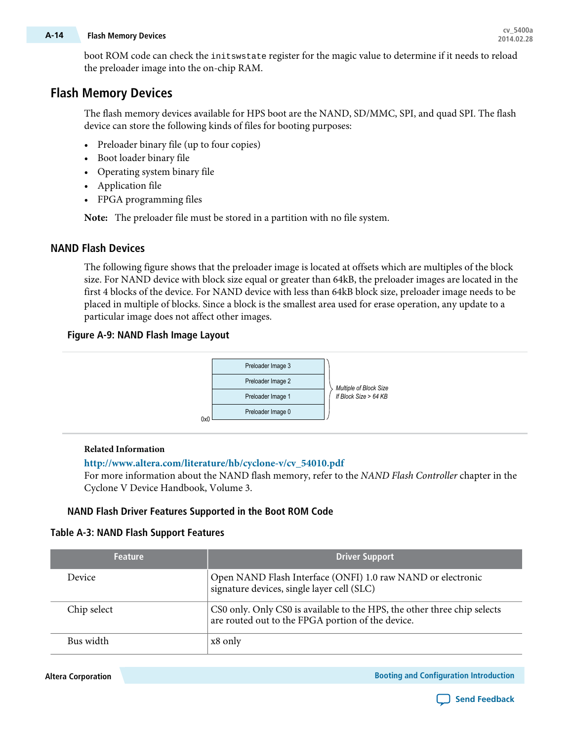boot ROM code can check the `initswstate` register for the magic value to determine if it needs to reload the preloader image into the on-chip RAM.

## Flash Memory Devices

The flash memory devices available for HPS boot are the NAND, SD/MMC, SPI, and quad SPI. The flash device can store the following kinds of files for booting purposes:

- Preloader binary file (up to four copies)
- Boot loader binary file
- Operating system binary file
- Application file
- FPGA programming files

**Note:** The preloader file must be stored in a partition with no file system.

### NAND Flash Devices

The following figure shows that the preloader image is located at offsets which are multiples of the block size. For NAND device with block size equal or greater than 64kB, the preloader images are located in the first 4 blocks of the device. For NAND device with less than 64kB block size, preloader image needs to be placed in multiple of blocks. Since a block is the smallest area used for erase operation, any update to a particular image does not affect other images.

**Figure A-9: NAND Flash Image Layout**

| |
|---|
| Preloader Image 3 |
| Preloader Image 2 |
| Preloader Image 1 |
| Preloader Image 0 |

0x0

*Multiple of Block Size If Block Size > 64 KB*

**Related Information**

**http://www.altera.com/literature/hb/cyclone-v/cv_54010.pdf**
For more information about the NAND flash memory, refer to the *NAND Flash Controller* chapter in the Cyclone V Device Handbook, Volume 3.

#### NAND Flash Driver Features Supported in the Boot ROM Code

**Table A-3: NAND Flash Support Features**

| Feature | Driver Support |
|---|---|
| Device | Open NAND Flash Interface (ONFI) 1.0 raw NAND or electronic signature devices, single layer cell (SLC) |
| Chip select | CS0 only. Only CS0 is available to the HPS, the other three chip selects are routed out to the FPGA portion of the device. |
| Bus width | x8 only |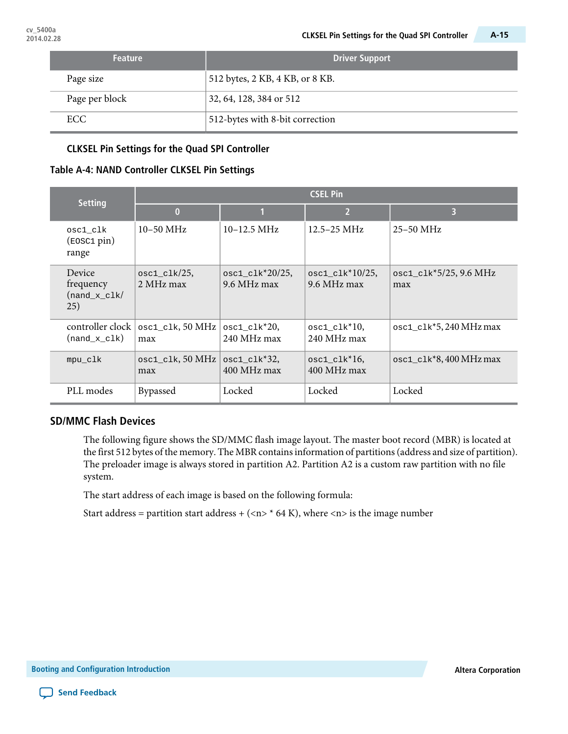| Feature | Driver Support |
|---|---|
| Page size | 512 bytes, 2 KB, 4 KB, or 8 KB. |
| Page per block | 32, 64, 128, 384 or 512 |
| ECC | 512-bytes with 8-bit correction |

### CLKSEL Pin Settings for the Quad SPI Controller

**Table A-4: NAND Controller CLKSEL Pin Settings**

| Setting | CSEL Pin | | | |
|---|---|---|---|---|
| | 0 | 1 | 2 | 3 |
| osc1_clk (EOSC1 pin) range | 10–50 MHz | 10–12.5 MHz | 12.5–25 MHz | 25–50 MHz |
| Device frequency (nand_x_clk/ 25) | osc1_clk/25, 2 MHz max | osc1_clk*20/25, 9.6 MHz max | osc1_clk*10/25, 9.6 MHz max | osc1_clk*5/25, 9.6 MHz max |
| controller clock (nand_x_clk) | osc1_clk, 50 MHz max | osc1_clk*20, 240 MHz max | osc1_clk*10, 240 MHz max | osc1_clk*5, 240 MHz max |
| mpu_clk | osc1_clk, 50 MHz max | osc1_clk*32, 400 MHz max | osc1_clk*16, 400 MHz max | osc1_clk*8, 400 MHz max |
| PLL modes | Bypassed | Locked | Locked | Locked |

## SD/MMC Flash Devices

The following figure shows the SD/MMC flash image layout. The master boot record (MBR) is located at the first 512 bytes of the memory. The MBR contains information of partitions (address and size of partition). The preloader image is always stored in partition A2. Partition A2 is a custom raw partition with no file system.

The start address of each image is based on the following formula:

Start address = partition start address + (<n> * 64 K), where <n> is the image number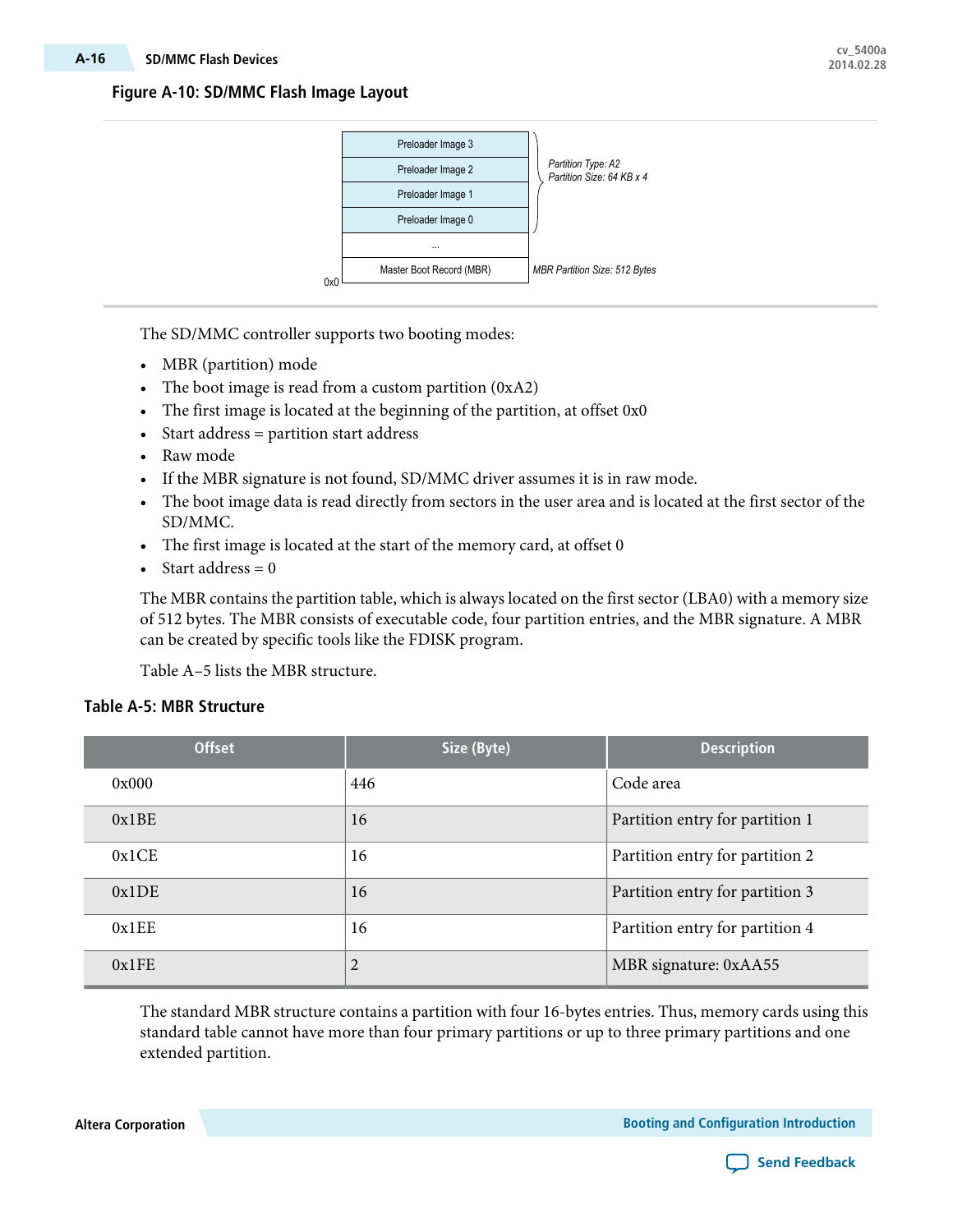**Figure A-10: SD/MMC Flash Image Layout**

| | | |
|---|---|---|
| | Preloader Image 3 | *Partition Type: A2* *Partition Size: 64 KB x 4* |
| | Preloader Image 2 | |
| | Preloader Image 1 | |
| | Preloader Image 0 | |
| | ... | |
| 0x0 | Master Boot Record (MBR) | *MBR Partition Size: 512 Bytes* |

The SD/MMC controller supports two booting modes:

- MBR (partition) mode
- The boot image is read from a custom partition (0xA2)
- The first image is located at the beginning of the partition, at offset 0x0
- Start address = partition start address
- Raw mode
- If the MBR signature is not found, SD/MMC driver assumes it is in raw mode.
- The boot image data is read directly from sectors in the user area and is located at the first sector of the SD/MMC.
- The first image is located at the start of the memory card, at offset 0
- Start address = 0

The MBR contains the partition table, which is always located on the first sector (LBA0) with a memory size of 512 bytes. The MBR consists of executable code, four partition entries, and the MBR signature. A MBR can be created by specific tools like the FDISK program.

Table A–5 lists the MBR structure.

**Table A-5: MBR Structure**

| Offset | Size (Byte) | Description |
|---|---|---|
| 0x000 | 446 | Code area |
| 0x1BE | 16 | Partition entry for partition 1 |
| 0x1CE | 16 | Partition entry for partition 2 |
| 0x1DE | 16 | Partition entry for partition 3 |
| 0x1EE | 16 | Partition entry for partition 4 |
| 0x1FE | 2 | MBR signature: 0xAA55 |

The standard MBR structure contains a partition with four 16-bytes entries. Thus, memory cards using this standard table cannot have more than four primary partitions or up to three primary partitions and one extended partition.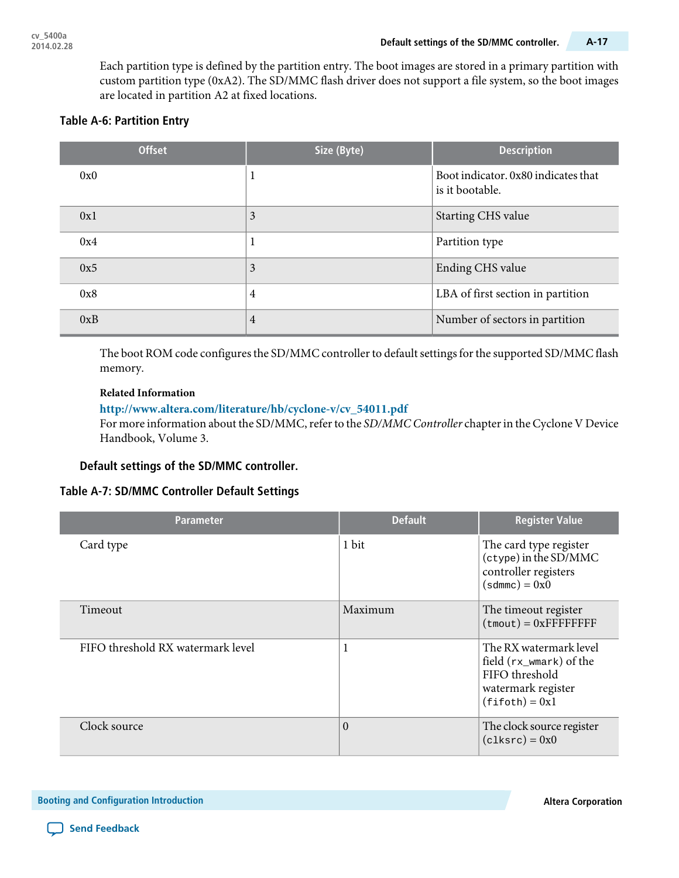Each partition type is defined by the partition entry. The boot images are stored in a primary partition with custom partition type (0xA2). The SD/MMC flash driver does not support a file system, so the boot images are located in partition A2 at fixed locations.

**Table A-6: Partition Entry**

| Offset | Size (Byte) | Description |
|---|---|---|
| 0x0 | 1 | Boot indicator. 0x80 indicates that is it bootable. |
| 0x1 | 3 | Starting CHS value |
| 0x4 | 1 | Partition type |
| 0x5 | 3 | Ending CHS value |
| 0x8 | 4 | LBA of first section in partition |
| 0xB | 4 | Number of sectors in partition |

The boot ROM code configures the SD/MMC controller to default settings for the supported SD/MMC flash memory.

**Related Information**

**http://www.altera.com/literature/hb/cyclone-v/cv_54011.pdf**
For more information about the SD/MMC, refer to the *SD/MMC Controller* chapter in the Cyclone V Device Handbook, Volume 3.

### Default settings of the SD/MMC controller.

**Table A-7: SD/MMC Controller Default Settings**

| Parameter | Default | Register Value |
|---|---|---|
| Card type | 1 bit | The card type register (`ctype`) in the SD/MMC controller registers (`sdmmc`) = 0x0 |
| Timeout | Maximum | The timeout register (`tmout`) = 0xFFFFFFFF |
| FIFO threshold RX watermark level | 1 | The RX watermark level field (`rx_wmark`) of the FIFO threshold watermark register (`fifoth`) = 0x1 |
| Clock source | 0 | The clock source register (`clksrc`) = 0x0 |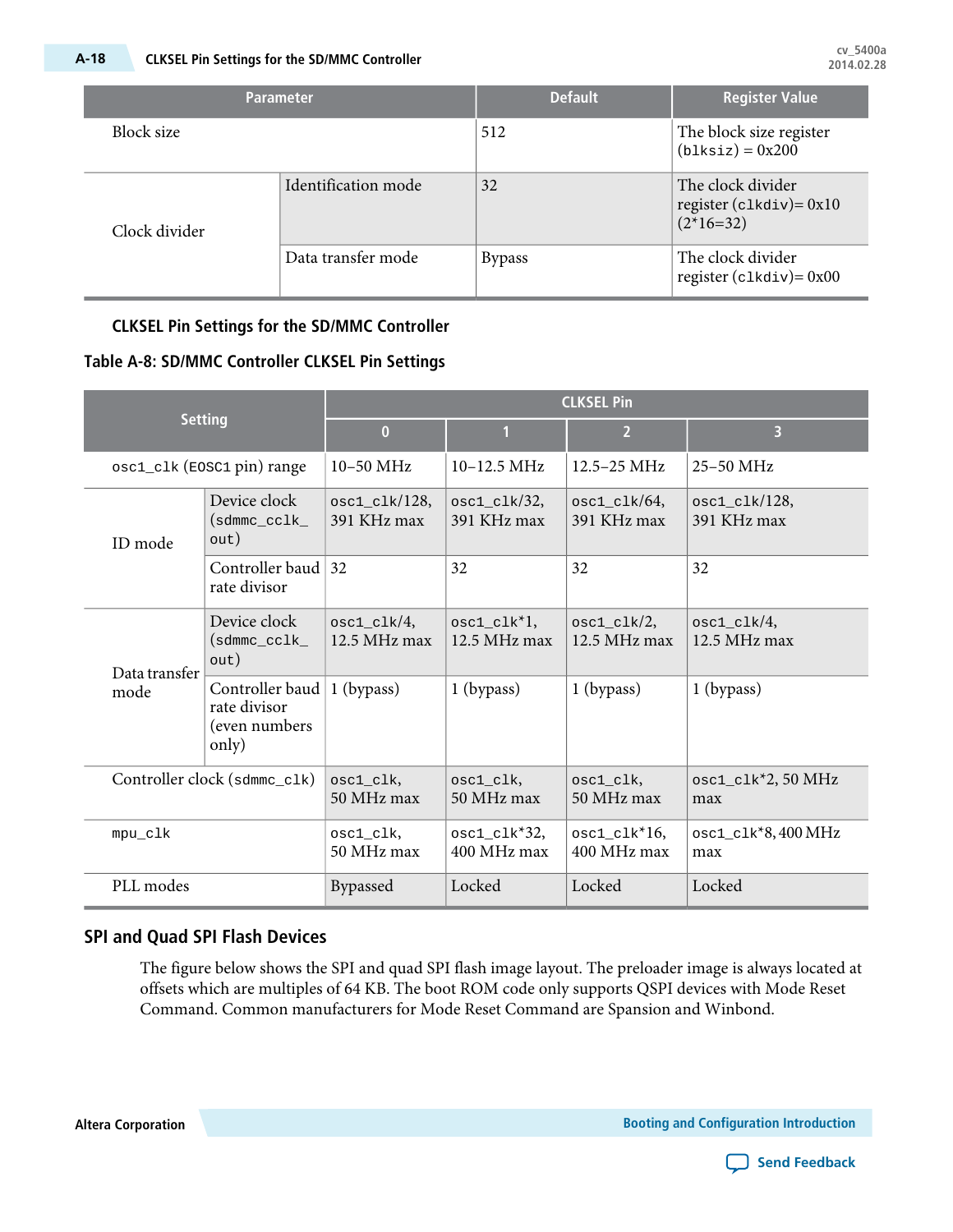| Parameter | | Default | Register Value |
|---|---|---|---|
| Block size | | 512 | The block size register (blksiz) = 0x200 |
| Clock divider | Identification mode | 32 | The clock divider register (clkdiv)= 0x10 (2*16=32) |
| | Data transfer mode | Bypass | The clock divider register (clkdiv)= 0x00 |

### CLKSEL Pin Settings for the SD/MMC Controller

**Table A-8: SD/MMC Controller CLKSEL Pin Settings**

| Setting | | CLKSEL Pin | | | |
|---|---|---|---|---|---|
| | | 0 | 1 | 2 | 3 |
| osc1_clk (EOSC1 pin) range | | 10–50 MHz | 10–12.5 MHz | 12.5–25 MHz | 25–50 MHz |
| ID mode | Device clock (sdmmc_cclk_out) | osc1_clk/128, 391 KHz max | osc1_clk/32, 391 KHz max | osc1_clk/64, 391 KHz max | osc1_clk/128, 391 KHz max |
| | Controller baud rate divisor | 32 | 32 | 32 | 32 |
| Data transfer mode | Device clock (sdmmc_cclk_out) | osc1_clk/4, 12.5 MHz max | osc1_clk*1, 12.5 MHz max | osc1_clk/2, 12.5 MHz max | osc1_clk/4, 12.5 MHz max |
| | Controller baud rate divisor (even numbers only) | 1 (bypass) | 1 (bypass) | 1 (bypass) | 1 (bypass) |
| Controller clock (sdmmc_clk) | | osc1_clk, 50 MHz max | osc1_clk, 50 MHz max | osc1_clk, 50 MHz max | osc1_clk*2, 50 MHz max |
| mpu_clk | | osc1_clk, 50 MHz max | osc1_clk*32, 400 MHz max | osc1_clk*16, 400 MHz max | osc1_clk*8, 400 MHz max |
| PLL modes | | Bypassed | Locked | Locked | Locked |

## SPI and Quad SPI Flash Devices

The figure below shows the SPI and quad SPI flash image layout. The preloader image is always located at offsets which are multiples of 64 KB. The boot ROM code only supports QSPI devices with Mode Reset Command. Common manufacturers for Mode Reset Command are Spansion and Winbond.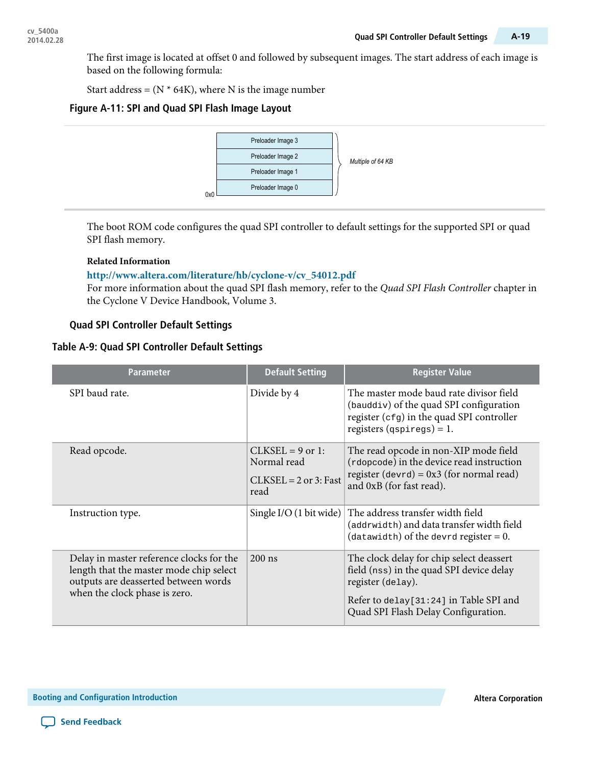The first image is located at offset 0 and followed by subsequent images. The start address of each image is based on the following formula:

Start address = (N * 64K), where N is the image number

**Figure A-11: SPI and Quad SPI Flash Image Layout**

| |
|---|
| Preloader Image 3 |
| Preloader Image 2 |
| Preloader Image 1 |
| Preloader Image 0 |

0x0 — *Multiple of 64 KB*

The boot ROM code configures the quad SPI controller to default settings for the supported SPI or quad SPI flash memory.

**Related Information**

**http://www.altera.com/literature/hb/cyclone-v/cv_54012.pdf**

For more information about the quad SPI flash memory, refer to the *Quad SPI Flash Controller* chapter in the Cyclone V Device Handbook, Volume 3.

## Quad SPI Controller Default Settings

**Table A-9: Quad SPI Controller Default Settings**

| Parameter | Default Setting | Register Value |
|---|---|---|
| SPI baud rate. | Divide by 4 | The master mode baud rate divisor field (`bauddiv`) of the quad SPI configuration register (`cfg`) in the quad SPI controller registers (`qspiregs`) = 1. |
| Read opcode. | CLKSEL = 9 or 1: Normal read<br><br>CLKSEL = 2 or 3: Fast read | The read opcode in non-XIP mode field (`rdopcode`) in the device read instruction register (`devrd`) = 0x3 (for normal read) and 0xB (for fast read). |
| Instruction type. | Single I/O (1 bit wide) | The address transfer width field (`addrwidth`) and data transfer width field (`datawidth`) of the `devrd` register = 0. |
| Delay in master reference clocks for the length that the master mode chip select outputs are deasserted between words when the clock phase is zero. | 200 ns | The clock delay for chip select deassert field (`nss`) in the quad SPI device delay register (`delay`).<br><br>Refer to `delay[31:24]` in Table SPI and Quad SPI Flash Delay Configuration. |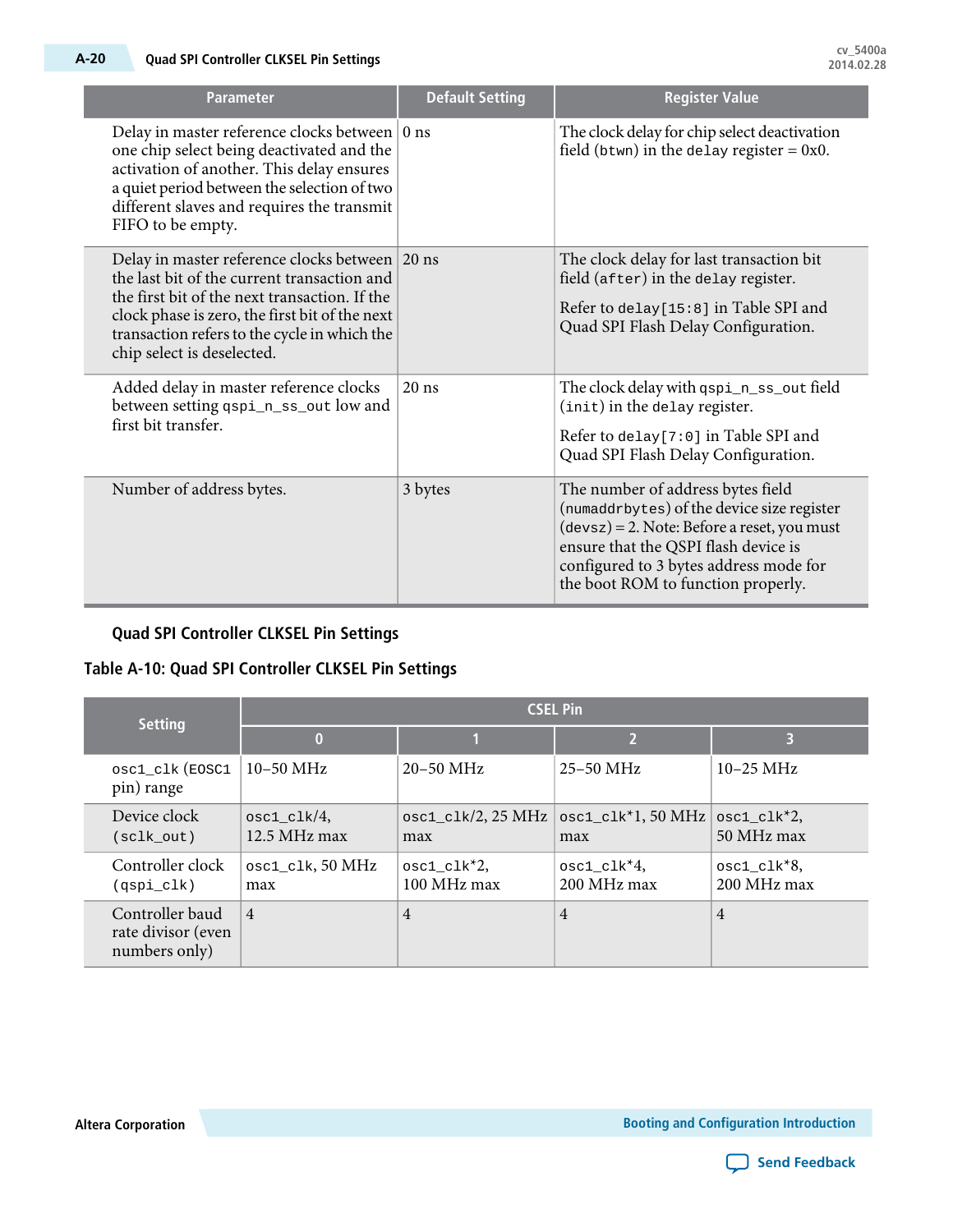| Parameter | Default Setting | Register Value |
|---|---|---|
| Delay in master reference clocks between one chip select being deactivated and the activation of another. This delay ensures a quiet period between the selection of two different slaves and requires the transmit FIFO to be empty. | 0 ns | The clock delay for chip select deactivation field (`btwn`) in the `delay` register = 0x0. |
| Delay in master reference clocks between the last bit of the current transaction and the first bit of the next transaction. If the clock phase is zero, the first bit of the next transaction refers to the cycle in which the chip select is deselected. | 20 ns | The clock delay for last transaction bit field (`after`) in the `delay` register. Refer to `delay[15:8]` in Table SPI and Quad SPI Flash Delay Configuration. |
| Added delay in master reference clocks between setting `qspi_n_ss_out` low and first bit transfer. | 20 ns | The clock delay with `qspi_n_ss_out` field (`init`) in the `delay` register. Refer to `delay[7:0]` in Table SPI and Quad SPI Flash Delay Configuration. |
| Number of address bytes. | 3 bytes | The number of address bytes field (`numaddrbytes`) of the device size register (`devsz`) = 2. Note: Before a reset, you must ensure that the QSPI flash device is configured to 3 bytes address mode for the boot ROM to function properly. |

## Quad SPI Controller CLKSEL Pin Settings

**Table A-10: Quad SPI Controller CLKSEL Pin Settings**

| Setting | CSEL Pin | | | |
|---|---|---|---|---|
| | 0 | 1 | 2 | 3 |
| `osc1_clk` (`EOSC1` pin) range | 10–50 MHz | 20–50 MHz | 25–50 MHz | 10–25 MHz |
| Device clock (`sclk_out`) | `osc1_clk`/4, 12.5 MHz max | `osc1_clk`/2, 25 MHz max | `osc1_clk`*1, 50 MHz max | `osc1_clk`*2, 50 MHz max |
| Controller clock (`qspi_clk`) | `osc1_clk`, 50 MHz max | `osc1_clk`*2, 100 MHz max | `osc1_clk`*4, 200 MHz max | `osc1_clk`*8, 200 MHz max |
| Controller baud rate divisor (even numbers only) | 4 | 4 | 4 | 4 |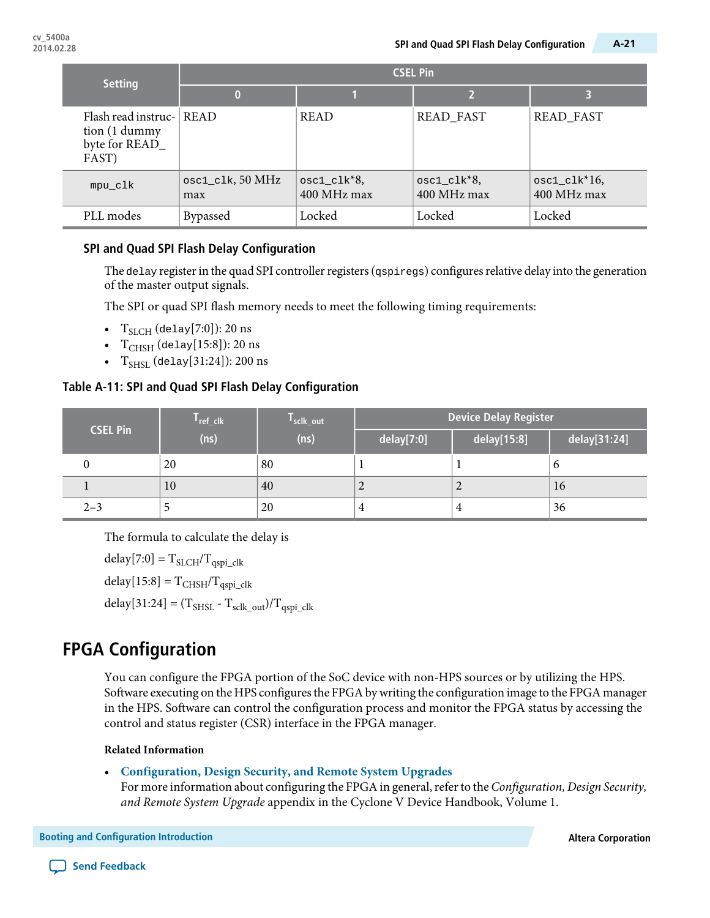| Setting | CSEL Pin | | | |
|---|---|---|---|---|
| | 0 | 1 | 2 | 3 |
| Flash read instruction (1 dummy byte for READ_FAST) | READ | READ | READ_FAST | READ_FAST |
| `mpu_clk` | `osc1_clk`, 50 MHz max | `osc1_clk`*8, 400 MHz max | `osc1_clk`*8, 400 MHz max | `osc1_clk`*16, 400 MHz max |
| PLL modes | Bypassed | Locked | Locked | Locked |

### SPI and Quad SPI Flash Delay Configuration

The `delay` register in the quad SPI controller registers (`qspiregs`) configures relative delay into the generation of the master output signals.

The SPI or quad SPI flash memory needs to meet the following timing requirements:

- $T_{SLCH}$ (`delay`[7:0]): 20 ns
- $T_{CHSH}$ (`delay`[15:8]): 20 ns
- $T_{SHSL}$ (`delay`[31:24]): 200 ns

**Table A-11: SPI and Quad SPI Flash Delay Configuration**

| CSEL Pin | $T_{ref\_clk}$ (ns) | $T_{sclk\_out}$ (ns) | Device Delay Register | | |
|---|---|---|---|---|---|
| | | | delay[7:0] | delay[15:8] | delay[31:24] |
| 0 | 20 | 80 | 1 | 1 | 6 |
| 1 | 10 | 40 | 2 | 2 | 16 |
| 2–3 | 5 | 20 | 4 | 4 | 36 |

The formula to calculate the delay is

delay[7:0] = $T_{SLCH}/T_{qspi\_clk}$

delay[15:8] = $T_{CHSH}/T_{qspi\_clk}$

delay[31:24] = $(T_{SHSL} - T_{sclk\_out})/T_{qspi\_clk}$

## FPGA Configuration

You can configure the FPGA portion of the SoC device with non-HPS sources or by utilizing the HPS. Software executing on the HPS configures the FPGA by writing the configuration image to the FPGA manager in the HPS. Software can control the configuration process and monitor the FPGA status by accessing the control and status register (CSR) interface in the FPGA manager.

**Related Information**

- **Configuration, Design Security, and Remote System Upgrades**
  For more information about configuring the FPGA in general, refer to the *Configuration, Design Security, and Remote System Upgrade* appendix in the Cyclone V Device Handbook, Volume 1.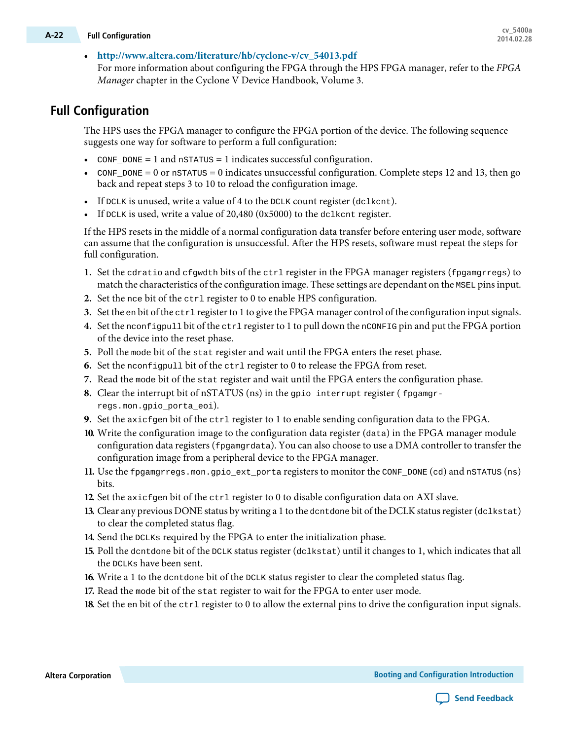- **http://www.altera.com/literature/hb/cyclone-v/cv_54013.pdf**
  For more information about configuring the FPGA through the HPS FPGA manager, refer to the *FPGA Manager* chapter in the Cyclone V Device Handbook, Volume 3.

## Full Configuration

The HPS uses the FPGA manager to configure the FPGA portion of the device. The following sequence suggests one way for software to perform a full configuration:

- `CONF_DONE` = 1 and `nSTATUS` = 1 indicates successful configuration.
- `CONF_DONE` = 0 or `nSTATUS` = 0 indicates unsuccessful configuration. Complete steps 12 and 13, then go back and repeat steps 3 to 10 to reload the configuration image.
- If `DCLK` is unused, write a value of 4 to the `DCLK` count register (`dclkcnt`).
- If `DCLK` is used, write a value of 20,480 (0x5000) to the `dclkcnt` register.

If the HPS resets in the middle of a normal configuration data transfer before entering user mode, software can assume that the configuration is unsuccessful. After the HPS resets, software must repeat the steps for full configuration.

1. Set the `cdratio` and `cfgwdth` bits of the `ctrl` register in the FPGA manager registers (`fpgamgrregs`) to match the characteristics of the configuration image. These settings are dependant on the `MSEL` pins input.
2. Set the `nce` bit of the `ctrl` register to 0 to enable HPS configuration.
3. Set the `en` bit of the `ctrl` register to 1 to give the FPGA manager control of the configuration input signals.
4. Set the `nconfigpull` bit of the `ctrl` register to 1 to pull down the `nCONFIG` pin and put the FPGA portion of the device into the reset phase.
5. Poll the `mode` bit of the `stat` register and wait until the FPGA enters the reset phase.
6. Set the `nconfigpull` bit of the `ctrl` register to 0 to release the FPGA from reset.
7. Read the `mode` bit of the `stat` register and wait until the FPGA enters the configuration phase.
8. Clear the interrupt bit of nSTATUS (ns) in the `gpio interrupt` register ( `fpgamgr-regs.mon.gpio_porta_eoi`).
9. Set the `axicfgen` bit of the `ctrl` register to 1 to enable sending configuration data to the FPGA.
10. Write the configuration image to the configuration data register (`data`) in the FPGA manager module configuration data registers (`fpgamgrdata`). You can also choose to use a DMA controller to transfer the configuration image from a peripheral device to the FPGA manager.
11. Use the `fpgamgrregs.mon.gpio_ext_porta` registers to monitor the `CONF_DONE` (`cd`) and `nSTATUS` (`ns`) bits.
12. Set the `axicfgen` bit of the `ctrl` register to 0 to disable configuration data on AXI slave.
13. Clear any previous DONE status by writing a 1 to the `dcntdone` bit of the DCLK status register (`dclkstat`) to clear the completed status flag.
14. Send the `DCLKs` required by the FPGA to enter the initialization phase.
15. Poll the `dcntdone` bit of the `DCLK` status register (`dclkstat`) until it changes to 1, which indicates that all the `DCLKs` have been sent.
16. Write a 1 to the `dcntdone` bit of the `DCLK` status register to clear the completed status flag.
17. Read the `mode` bit of the `stat` register to wait for the FPGA to enter user mode.
18. Set the `en` bit of the `ctrl` register to 0 to allow the external pins to drive the configuration input signals.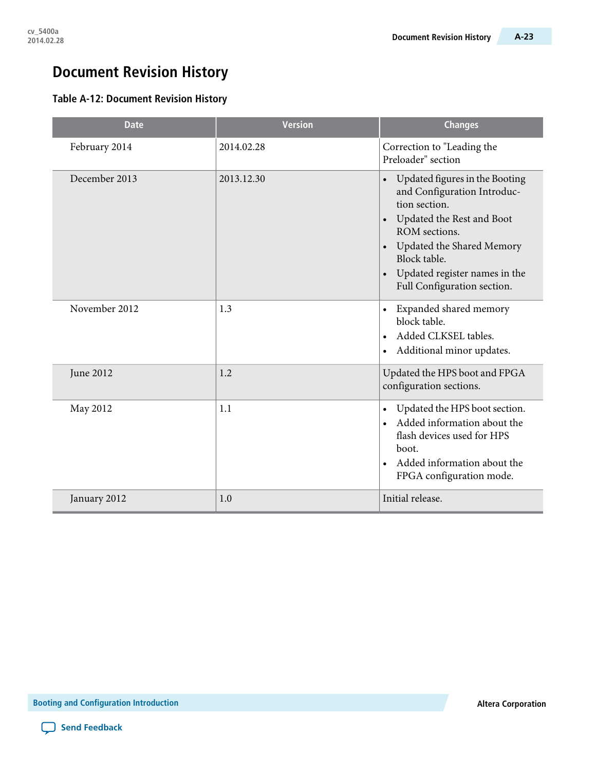# Document Revision History

**Table A-12: Document Revision History**

| Date | Version | Changes |
|---|---|---|
| February 2014 | 2014.02.28 | Correction to "Leading the Preloader" section |
| December 2013 | 2013.12.30 | • Updated figures in the Booting and Configuration Introduction section.<br>• Updated the Rest and Boot ROM sections.<br>• Updated the Shared Memory Block table.<br>• Updated register names in the Full Configuration section. |
| November 2012 | 1.3 | • Expanded shared memory block table.<br>• Added CLKSEL tables.<br>• Additional minor updates. |
| June 2012 | 1.2 | Updated the HPS boot and FPGA configuration sections. |
| May 2012 | 1.1 | • Updated the HPS boot section.<br>• Added information about the flash devices used for HPS boot.<br>• Added information about the FPGA configuration mode. |
| January 2012 | 1.0 | Initial release. |